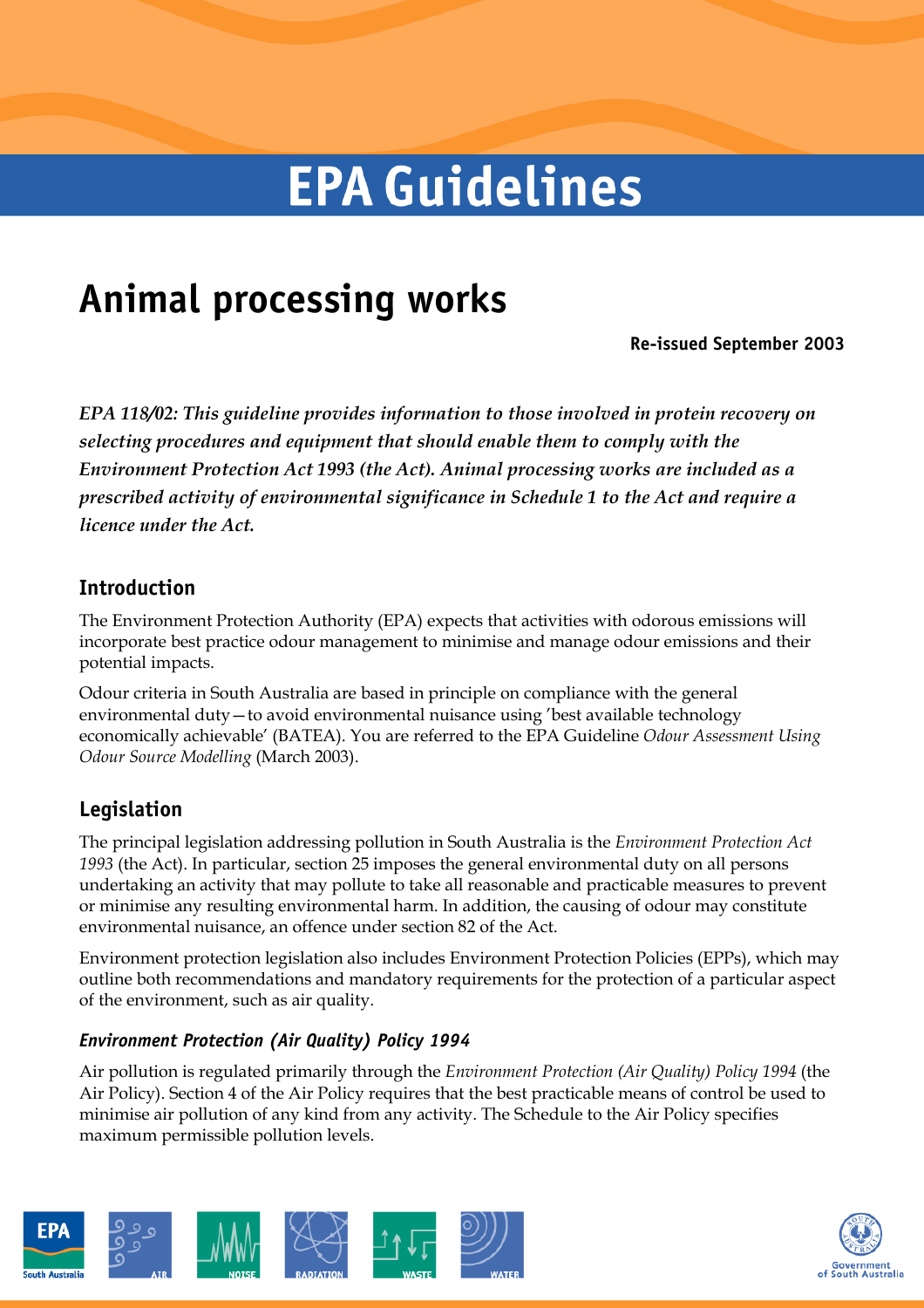# EPA Guidelines

# Animal processing works

**Re-issued September 2003**

***EPA 118/02: This guideline provides information to those involved in protein recovery on selecting procedures and equipment that should enable them to comply with the Environment Protection Act 1993 (the Act). Animal processing works are included as a prescribed activity of environmental significance in Schedule 1 to the Act and require a licence under the Act.***

## Introduction

The Environment Protection Authority (EPA) expects that activities with odorous emissions will incorporate best practice odour management to minimise and manage odour emissions and their potential impacts.

Odour criteria in South Australia are based in principle on compliance with the general environmental duty—to avoid environmental nuisance using 'best available technology economically achievable' (BATEA). You are referred to the EPA Guideline *Odour Assessment Using Odour Source Modelling* (March 2003).

## Legislation

The principal legislation addressing pollution in South Australia is the *Environment Protection Act 1993* (the Act). In particular, section 25 imposes the general environmental duty on all persons undertaking an activity that may pollute to take all reasonable and practicable measures to prevent or minimise any resulting environmental harm. In addition, the causing of odour may constitute environmental nuisance, an offence under section 82 of the Act.

Environment protection legislation also includes Environment Protection Policies (EPPs), which may outline both recommendations and mandatory requirements for the protection of a particular aspect of the environment, such as air quality.

### *Environment Protection (Air Quality) Policy 1994*

Air pollution is regulated primarily through the *Environment Protection (Air Quality) Policy 1994* (the Air Policy). Section 4 of the Air Policy requires that the best practicable means of control be used to minimise air pollution of any kind from any activity. The Schedule to the Air Policy specifies maximum permissible pollution levels.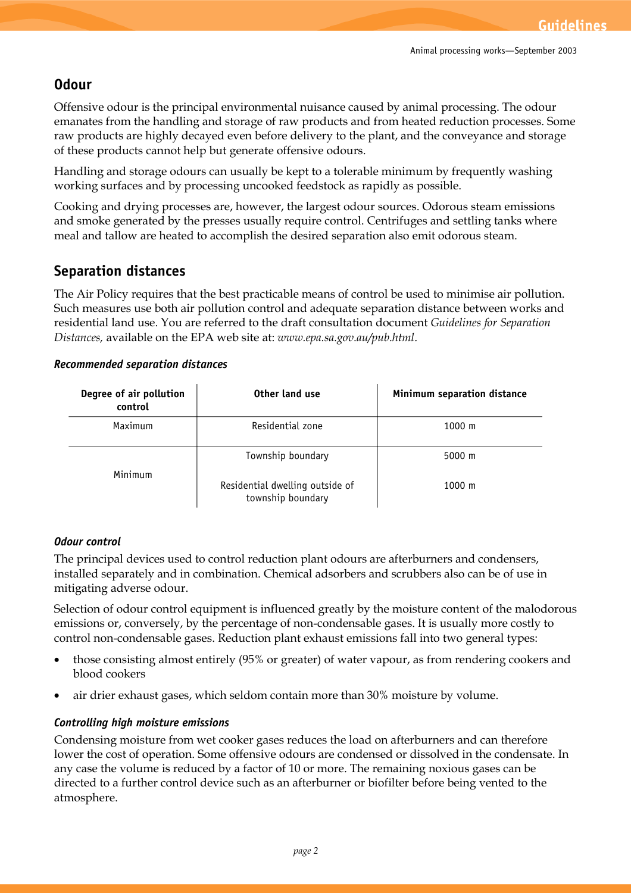## Odour

Offensive odour is the principal environmental nuisance caused by animal processing. The odour emanates from the handling and storage of raw products and from heated reduction processes. Some raw products are highly decayed even before delivery to the plant, and the conveyance and storage of these products cannot help but generate offensive odours.

Handling and storage odours can usually be kept to a tolerable minimum by frequently washing working surfaces and by processing uncooked feedstock as rapidly as possible.

Cooking and drying processes are, however, the largest odour sources. Odorous steam emissions and smoke generated by the presses usually require control. Centrifuges and settling tanks where meal and tallow are heated to accomplish the desired separation also emit odorous steam.

## Separation distances

The Air Policy requires that the best practicable means of control be used to minimise air pollution. Such measures use both air pollution control and adequate separation distance between works and residential land use. You are referred to the draft consultation document *Guidelines for Separation Distances,* available on the EPA web site at: *www.epa.sa.gov.au/pub.html*.

### *Recommended separation distances*

| Degree of air pollution control | Other land use | Minimum separation distance |
|---|---|---|
| Maximum | Residential zone | 1000 m |
| Minimum | Township boundary | 5000 m |
| | Residential dwelling outside of township boundary | 1000 m |

### *Odour control*

The principal devices used to control reduction plant odours are afterburners and condensers, installed separately and in combination. Chemical adsorbers and scrubbers also can be of use in mitigating adverse odour.

Selection of odour control equipment is influenced greatly by the moisture content of the malodorous emissions or, conversely, by the percentage of non-condensable gases. It is usually more costly to control non-condensable gases. Reduction plant exhaust emissions fall into two general types:

- those consisting almost entirely (95% or greater) of water vapour, as from rendering cookers and blood cookers
- air drier exhaust gases, which seldom contain more than 30% moisture by volume.

### *Controlling high moisture emissions*

Condensing moisture from wet cooker gases reduces the load on afterburners and can therefore lower the cost of operation. Some offensive odours are condensed or dissolved in the condensate. In any case the volume is reduced by a factor of 10 or more. The remaining noxious gases can be directed to a further control device such as an afterburner or biofilter before being vented to the atmosphere.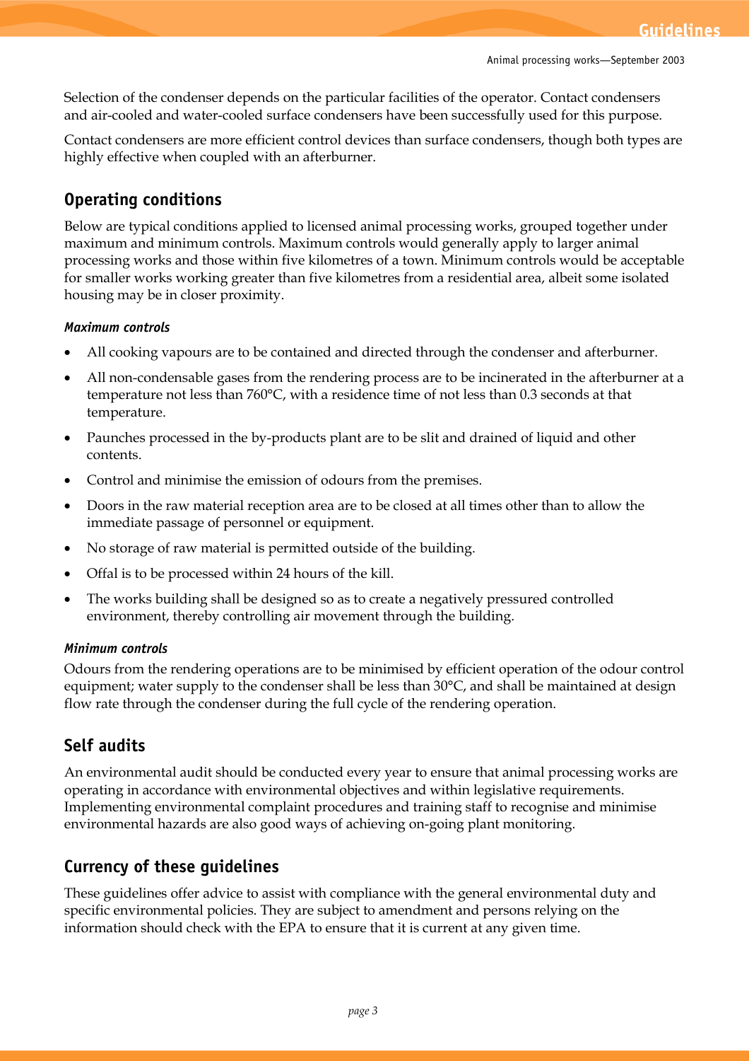Selection of the condenser depends on the particular facilities of the operator. Contact condensers and air-cooled and water-cooled surface condensers have been successfully used for this purpose.

Contact condensers are more efficient control devices than surface condensers, though both types are highly effective when coupled with an afterburner.

## Operating conditions

Below are typical conditions applied to licensed animal processing works, grouped together under maximum and minimum controls. Maximum controls would generally apply to larger animal processing works and those within five kilometres of a town. Minimum controls would be acceptable for smaller works working greater than five kilometres from a residential area, albeit some isolated housing may be in closer proximity.

### *Maximum controls*

- All cooking vapours are to be contained and directed through the condenser and afterburner.
- All non-condensable gases from the rendering process are to be incinerated in the afterburner at a temperature not less than 760°C, with a residence time of not less than 0.3 seconds at that temperature.
- Paunches processed in the by-products plant are to be slit and drained of liquid and other contents.
- Control and minimise the emission of odours from the premises.
- Doors in the raw material reception area are to be closed at all times other than to allow the immediate passage of personnel or equipment.
- No storage of raw material is permitted outside of the building.
- Offal is to be processed within 24 hours of the kill.
- The works building shall be designed so as to create a negatively pressured controlled environment, thereby controlling air movement through the building.

### *Minimum controls*

Odours from the rendering operations are to be minimised by efficient operation of the odour control equipment; water supply to the condenser shall be less than 30°C, and shall be maintained at design flow rate through the condenser during the full cycle of the rendering operation.

## Self audits

An environmental audit should be conducted every year to ensure that animal processing works are operating in accordance with environmental objectives and within legislative requirements. Implementing environmental complaint procedures and training staff to recognise and minimise environmental hazards are also good ways of achieving on-going plant monitoring.

## Currency of these guidelines

These guidelines offer advice to assist with compliance with the general environmental duty and specific environmental policies. They are subject to amendment and persons relying on the information should check with the EPA to ensure that it is current at any given time.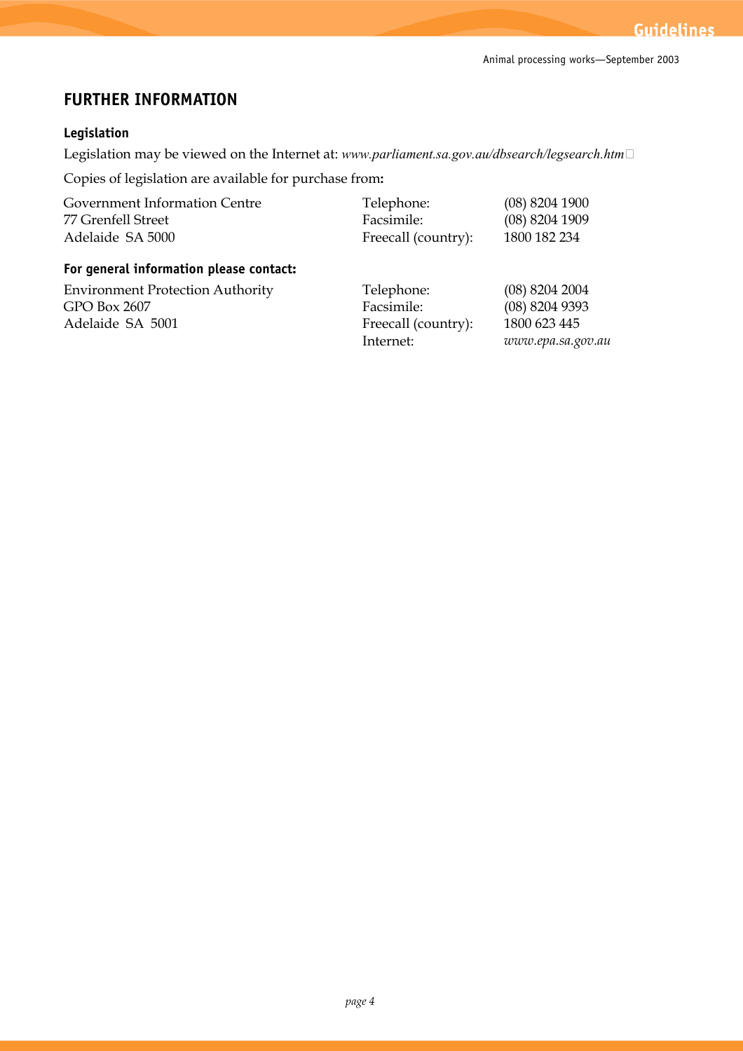## FURTHER INFORMATION

### Legislation

Legislation may be viewed on the Internet at: *www.parliament.sa.gov.au/dbsearch/legsearch.htm*

Copies of legislation are available for purchase from**:**

| | | |
|---|---|---|
| Government Information Centre | Telephone: | (08) 8204 1900 |
| 77 Grenfell Street | Facsimile: | (08) 8204 1909 |
| Adelaide SA 5000 | Freecall (country): | 1800 182 234 |

### For general information please contact:

| | | |
|---|---|---|
| Environment Protection Authority | Telephone: | (08) 8204 2004 |
| GPO Box 2607 | Facsimile: | (08) 8204 9393 |
| Adelaide SA 5001 | Freecall (country): | 1800 623 445 |
| | Internet: | *www.epa.sa.gov.au* |